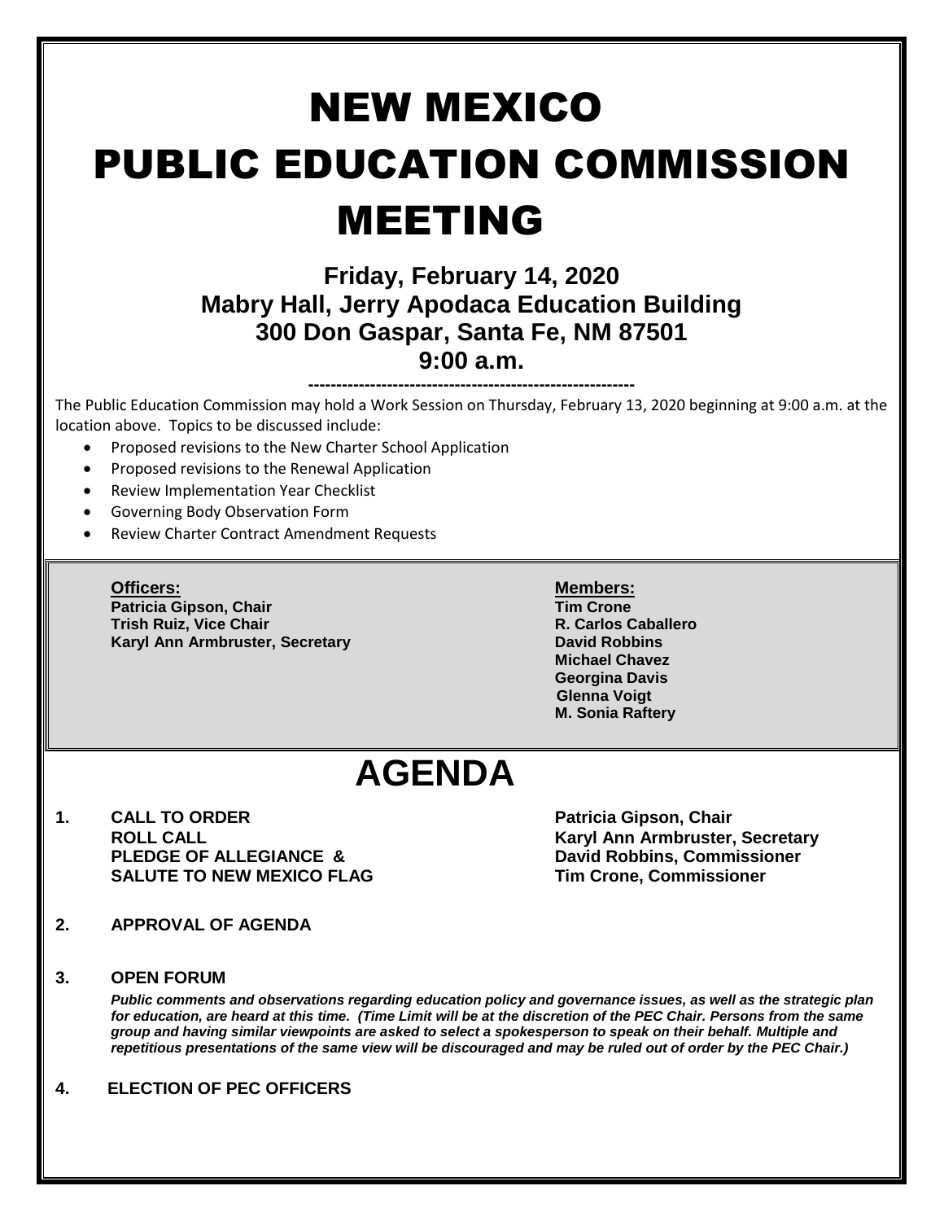# NEW MEXICO PUBLIC EDUCATION COMMISSION MEETING

## Friday, February 14, 2020
## Mabry Hall, Jerry Apodaca Education Building
## 300 Don Gaspar, Santa Fe, NM 87501
## 9:00 a.m.

---

The Public Education Commission may hold a Work Session on Thursday, February 13, 2020 beginning at 9:00 a.m. at the location above. Topics to be discussed include:

- Proposed revisions to the New Charter School Application
- Proposed revisions to the Renewal Application
- Review Implementation Year Checklist
- Governing Body Observation Form
- Review Charter Contract Amendment Requests

**Officers:**
**Patricia Gipson, Chair**
**Trish Ruiz, Vice Chair**
**Karyl Ann Armbruster, Secretary**

**Members:**
**Tim Crone**
**R. Carlos Caballero**
**David Robbins**
**Michael Chavez**
**Georgina Davis**
**Glenna Voigt**
**M. Sonia Raftery**

# AGENDA

**1. CALL TO ORDER** — **Patricia Gipson, Chair**
**ROLL CALL** — **Karyl Ann Armbruster, Secretary**
**PLEDGE OF ALLEGIANCE & SALUTE TO NEW MEXICO FLAG** — **David Robbins, Commissioner**; **Tim Crone, Commissioner**

**2. APPROVAL OF AGENDA**

**3. OPEN FORUM**

***Public comments and observations regarding education policy and governance issues, as well as the strategic plan for education, are heard at this time. (Time Limit will be at the discretion of the PEC Chair. Persons from the same group and having similar viewpoints are asked to select a spokesperson to speak on their behalf. Multiple and repetitious presentations of the same view will be discouraged and may be ruled out of order by the PEC Chair.)***

**4. ELECTION OF PEC OFFICERS**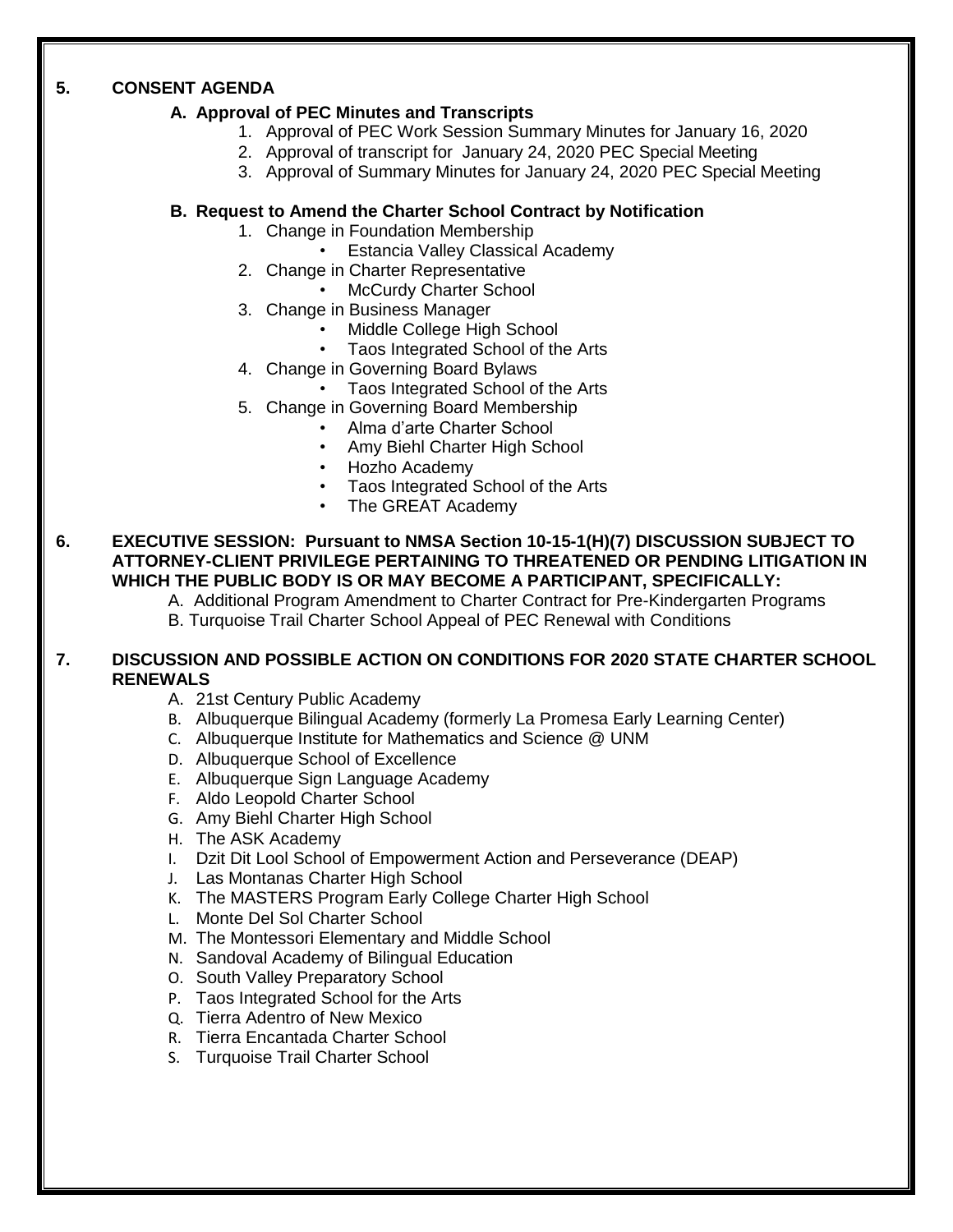## 5. CONSENT AGENDA

### A. Approval of PEC Minutes and Transcripts

1. Approval of PEC Work Session Summary Minutes for January 16, 2020
2. Approval of transcript for January 24, 2020 PEC Special Meeting
3. Approval of Summary Minutes for January 24, 2020 PEC Special Meeting

### B. Request to Amend the Charter School Contract by Notification

1. Change in Foundation Membership
   - Estancia Valley Classical Academy
2. Change in Charter Representative
   - McCurdy Charter School
3. Change in Business Manager
   - Middle College High School
   - Taos Integrated School of the Arts
4. Change in Governing Board Bylaws
   - Taos Integrated School of the Arts
5. Change in Governing Board Membership
   - Alma d'arte Charter School
   - Amy Biehl Charter High School
   - Hozho Academy
   - Taos Integrated School of the Arts
   - The GREAT Academy

## 6. EXECUTIVE SESSION: Pursuant to NMSA Section 10-15-1(H)(7) DISCUSSION SUBJECT TO ATTORNEY-CLIENT PRIVILEGE PERTAINING TO THREATENED OR PENDING LITIGATION IN WHICH THE PUBLIC BODY IS OR MAY BECOME A PARTICIPANT, SPECIFICALLY:

A. Additional Program Amendment to Charter Contract for Pre-Kindergarten Programs
B. Turquoise Trail Charter School Appeal of PEC Renewal with Conditions

## 7. DISCUSSION AND POSSIBLE ACTION ON CONDITIONS FOR 2020 STATE CHARTER SCHOOL RENEWALS

A. 21st Century Public Academy
B. Albuquerque Bilingual Academy (formerly La Promesa Early Learning Center)
C. Albuquerque Institute for Mathematics and Science @ UNM
D. Albuquerque School of Excellence
E. Albuquerque Sign Language Academy
F. Aldo Leopold Charter School
G. Amy Biehl Charter High School
H. The ASK Academy
I. Dzit Dit Lool School of Empowerment Action and Perseverance (DEAP)
J. Las Montanas Charter High School
K. The MASTERS Program Early College Charter High School
L. Monte Del Sol Charter School
M. The Montessori Elementary and Middle School
N. Sandoval Academy of Bilingual Education
O. South Valley Preparatory School
P. Taos Integrated School for the Arts
Q. Tierra Adentro of New Mexico
R. Tierra Encantada Charter School
S. Turquoise Trail Charter School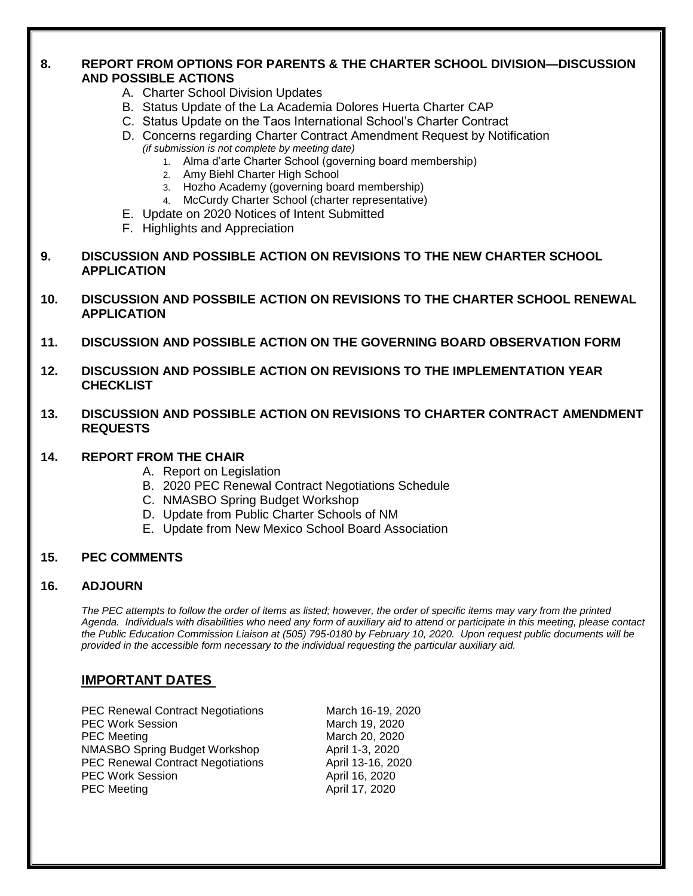**8. REPORT FROM OPTIONS FOR PARENTS & THE CHARTER SCHOOL DIVISION—DISCUSSION AND POSSIBLE ACTIONS**

A. Charter School Division Updates
B. Status Update of the La Academia Dolores Huerta Charter CAP
C. Status Update on the Taos International School's Charter Contract
D. Concerns regarding Charter Contract Amendment Request by Notification
*(if submission is not complete by meeting date)*
    1. Alma d'arte Charter School (governing board membership)
    2. Amy Biehl Charter High School
    3. Hozho Academy (governing board membership)
    4. McCurdy Charter School (charter representative)
E. Update on 2020 Notices of Intent Submitted
F. Highlights and Appreciation

**9. DISCUSSION AND POSSIBLE ACTION ON REVISIONS TO THE NEW CHARTER SCHOOL APPLICATION**

**10. DISCUSSION AND POSSBILE ACTION ON REVISIONS TO THE CHARTER SCHOOL RENEWAL APPLICATION**

**11. DISCUSSION AND POSSIBLE ACTION ON THE GOVERNING BOARD OBSERVATION FORM**

**12. DISCUSSION AND POSSIBLE ACTION ON REVISIONS TO THE IMPLEMENTATION YEAR CHECKLIST**

**13. DISCUSSION AND POSSIBLE ACTION ON REVISIONS TO CHARTER CONTRACT AMENDMENT REQUESTS**

**14. REPORT FROM THE CHAIR**

A. Report on Legislation
B. 2020 PEC Renewal Contract Negotiations Schedule
C. NMASBO Spring Budget Workshop
D. Update from Public Charter Schools of NM
E. Update from New Mexico School Board Association

**15. PEC COMMENTS**

**16. ADJOURN**

*The PEC attempts to follow the order of items as listed; however, the order of specific items may vary from the printed Agenda. Individuals with disabilities who need any form of auxiliary aid to attend or participate in this meeting, please contact the Public Education Commission Liaison at (505) 795-0180 by February 10, 2020. Upon request public documents will be provided in the accessible form necessary to the individual requesting the particular auxiliary aid.*

## IMPORTANT DATES

| | |
|---|---|
| PEC Renewal Contract Negotiations | March 16-19, 2020 |
| PEC Work Session | March 19, 2020 |
| PEC Meeting | March 20, 2020 |
| NMASBO Spring Budget Workshop | April 1-3, 2020 |
| PEC Renewal Contract Negotiations | April 13-16, 2020 |
| PEC Work Session | April 16, 2020 |
| PEC Meeting | April 17, 2020 |